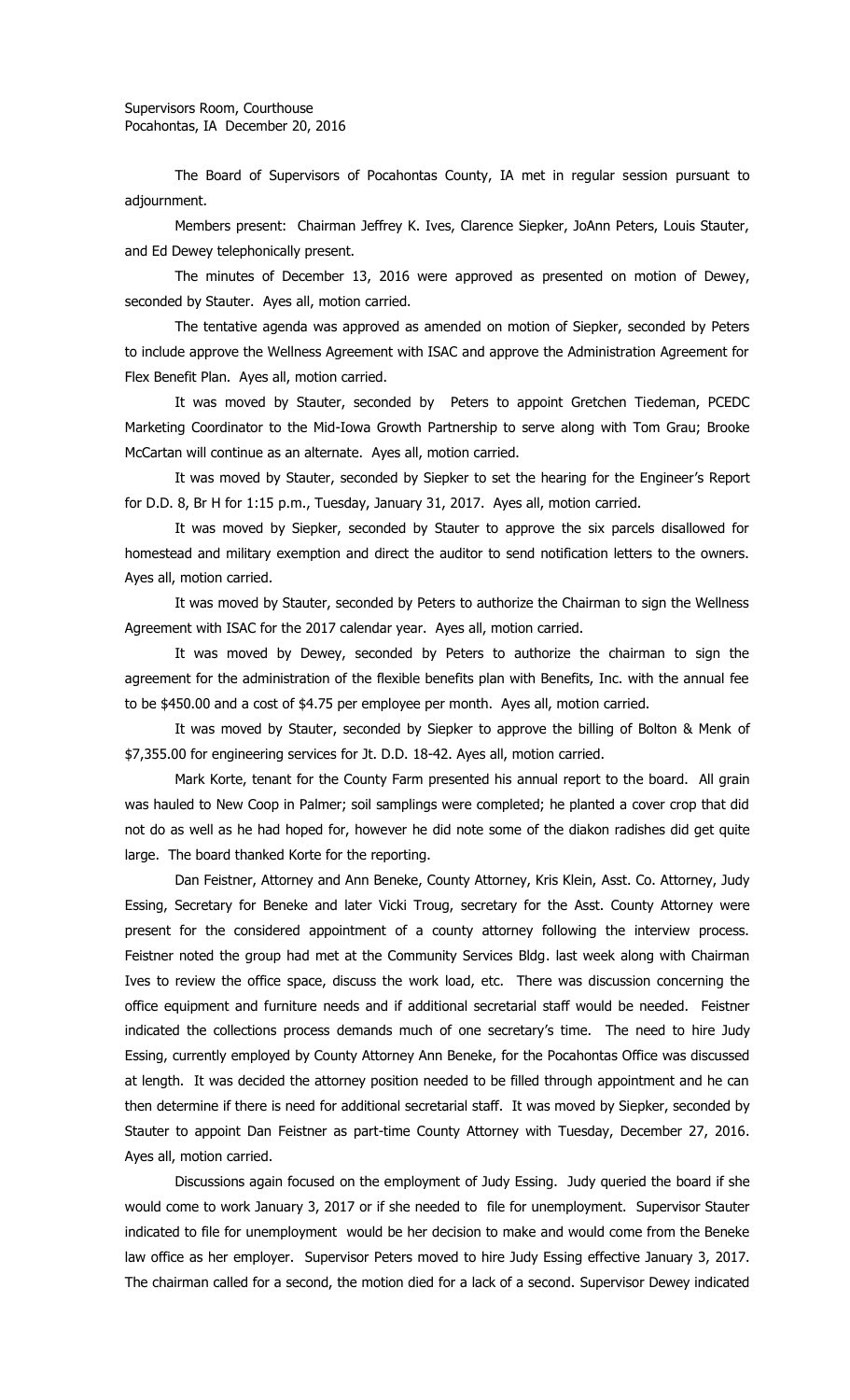Supervisors Room, Courthouse
Pocahontas, IA December 20, 2016

The Board of Supervisors of Pocahontas County, IA met in regular session pursuant to adjournment.

Members present: Chairman Jeffrey K. Ives, Clarence Siepker, JoAnn Peters, Louis Stauter, and Ed Dewey telephonically present.

The minutes of December 13, 2016 were approved as presented on motion of Dewey, seconded by Stauter. Ayes all, motion carried.

The tentative agenda was approved as amended on motion of Siepker, seconded by Peters to include approve the Wellness Agreement with ISAC and approve the Administration Agreement for Flex Benefit Plan. Ayes all, motion carried.

It was moved by Stauter, seconded by Peters to appoint Gretchen Tiedeman, PCEDC Marketing Coordinator to the Mid-Iowa Growth Partnership to serve along with Tom Grau; Brooke McCartan will continue as an alternate. Ayes all, motion carried.

It was moved by Stauter, seconded by Siepker to set the hearing for the Engineer's Report for D.D. 8, Br H for 1:15 p.m., Tuesday, January 31, 2017. Ayes all, motion carried.

It was moved by Siepker, seconded by Stauter to approve the six parcels disallowed for homestead and military exemption and direct the auditor to send notification letters to the owners. Ayes all, motion carried.

It was moved by Stauter, seconded by Peters to authorize the Chairman to sign the Wellness Agreement with ISAC for the 2017 calendar year. Ayes all, motion carried.

It was moved by Dewey, seconded by Peters to authorize the chairman to sign the agreement for the administration of the flexible benefits plan with Benefits, Inc. with the annual fee to be $450.00 and a cost of $4.75 per employee per month. Ayes all, motion carried.

It was moved by Stauter, seconded by Siepker to approve the billing of Bolton & Menk of $7,355.00 for engineering services for Jt. D.D. 18-42. Ayes all, motion carried.

Mark Korte, tenant for the County Farm presented his annual report to the board. All grain was hauled to New Coop in Palmer; soil samplings were completed; he planted a cover crop that did not do as well as he had hoped for, however he did note some of the diakon radishes did get quite large. The board thanked Korte for the reporting.

Dan Feistner, Attorney and Ann Beneke, County Attorney, Kris Klein, Asst. Co. Attorney, Judy Essing, Secretary for Beneke and later Vicki Troug, secretary for the Asst. County Attorney were present for the considered appointment of a county attorney following the interview process. Feistner noted the group had met at the Community Services Bldg. last week along with Chairman Ives to review the office space, discuss the work load, etc. There was discussion concerning the office equipment and furniture needs and if additional secretarial staff would be needed. Feistner indicated the collections process demands much of one secretary's time. The need to hire Judy Essing, currently employed by County Attorney Ann Beneke, for the Pocahontas Office was discussed at length. It was decided the attorney position needed to be filled through appointment and he can then determine if there is need for additional secretarial staff. It was moved by Siepker, seconded by Stauter to appoint Dan Feistner as part-time County Attorney with Tuesday, December 27, 2016. Ayes all, motion carried.

Discussions again focused on the employment of Judy Essing. Judy queried the board if she would come to work January 3, 2017 or if she needed to file for unemployment. Supervisor Stauter indicated to file for unemployment would be her decision to make and would come from the Beneke law office as her employer. Supervisor Peters moved to hire Judy Essing effective January 3, 2017. The chairman called for a second, the motion died for a lack of a second. Supervisor Dewey indicated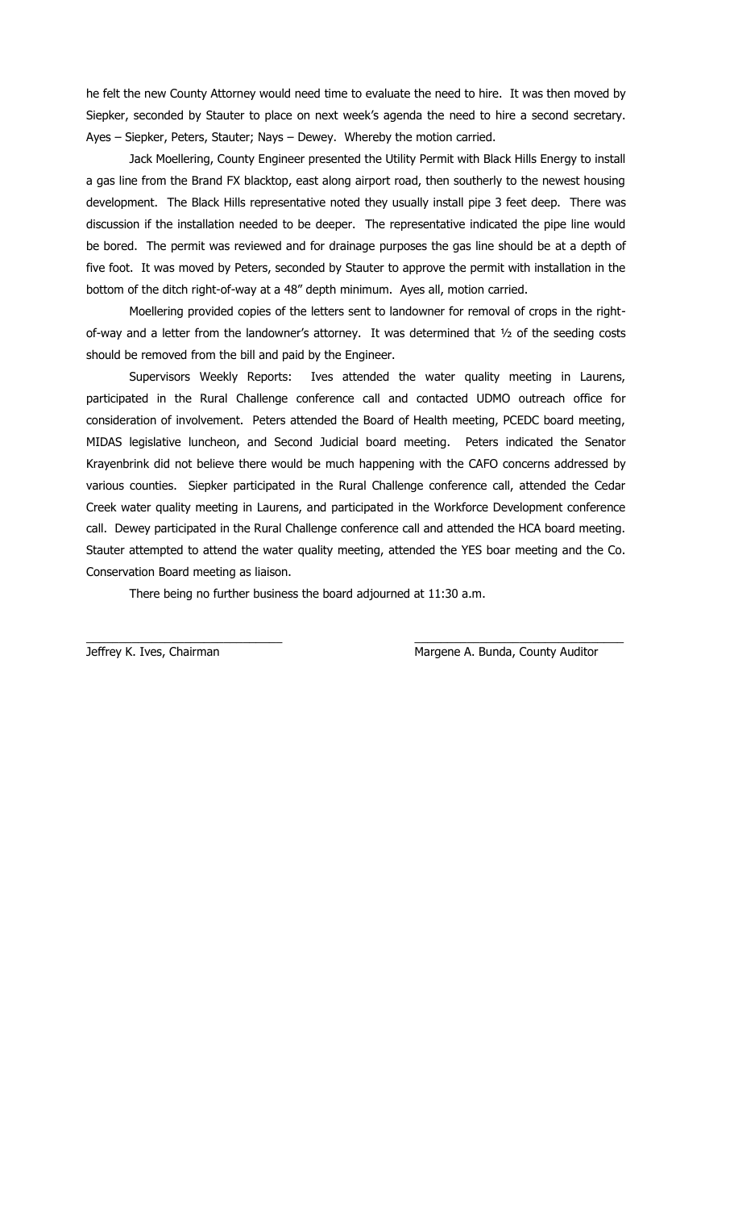he felt the new County Attorney would need time to evaluate the need to hire. It was then moved by Siepker, seconded by Stauter to place on next week's agenda the need to hire a second secretary. Ayes – Siepker, Peters, Stauter; Nays – Dewey. Whereby the motion carried.

Jack Moellering, County Engineer presented the Utility Permit with Black Hills Energy to install a gas line from the Brand FX blacktop, east along airport road, then southerly to the newest housing development. The Black Hills representative noted they usually install pipe 3 feet deep. There was discussion if the installation needed to be deeper. The representative indicated the pipe line would be bored. The permit was reviewed and for drainage purposes the gas line should be at a depth of five foot. It was moved by Peters, seconded by Stauter to approve the permit with installation in the bottom of the ditch right-of-way at a 48" depth minimum. Ayes all, motion carried.

Moellering provided copies of the letters sent to landowner for removal of crops in the right-of-way and a letter from the landowner's attorney. It was determined that ½ of the seeding costs should be removed from the bill and paid by the Engineer.

Supervisors Weekly Reports: Ives attended the water quality meeting in Laurens, participated in the Rural Challenge conference call and contacted UDMO outreach office for consideration of involvement. Peters attended the Board of Health meeting, PCEDC board meeting, MIDAS legislative luncheon, and Second Judicial board meeting. Peters indicated the Senator Krayenbrink did not believe there would be much happening with the CAFO concerns addressed by various counties. Siepker participated in the Rural Challenge conference call, attended the Cedar Creek water quality meeting in Laurens, and participated in the Workforce Development conference call. Dewey participated in the Rural Challenge conference call and attended the HCA board meeting. Stauter attempted to attend the water quality meeting, attended the YES boar meeting and the Co. Conservation Board meeting as liaison.

There being no further business the board adjourned at 11:30 a.m.

\_\_\_\_\_\_\_\_\_\_\_\_\_\_\_\_\_\_\_\_\_\_\_\_\_\_\_\_\_\_ \_\_\_\_\_\_\_\_\_\_\_\_\_\_\_\_\_\_\_\_\_\_\_\_\_\_\_\_\_\_

Jeffrey K. Ives, Chairman Margene A. Bunda, County Auditor